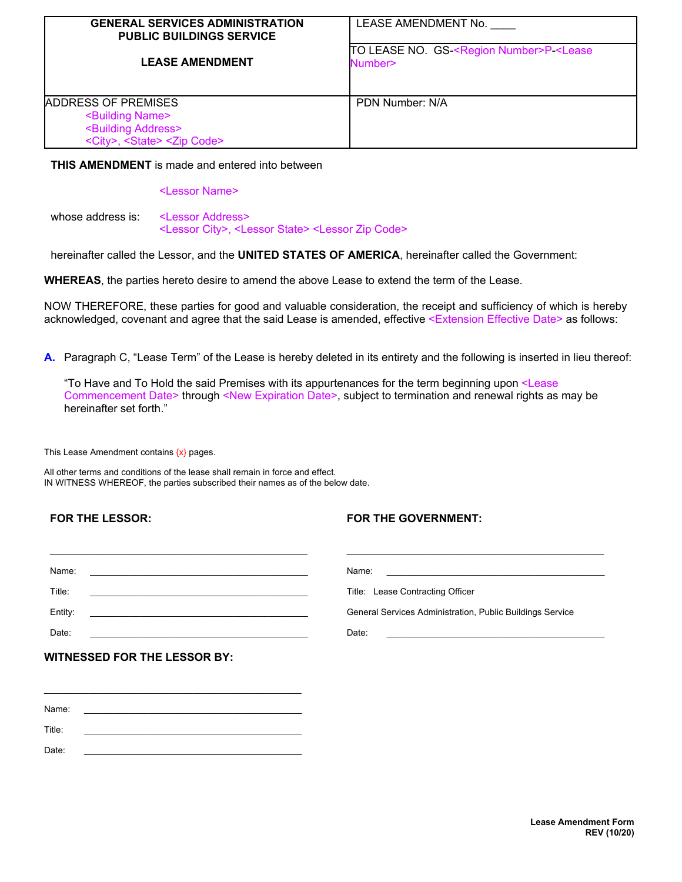| GENERAL SERVICES ADMINISTRATION<br>PUBLIC BUILDINGS SERVICE<br><br>LEASE AMENDMENT | LEASE AMENDMENT No. ____<br><br>TO LEASE NO. GS-<Region Number>P-<Lease Number> |
|---|---|
| ADDRESS OF PREMISES<br><Building Name><br><Building Address><br><City>, <State> <Zip Code> | PDN Number: N/A |

**THIS AMENDMENT** is made and entered into between

<Lessor Name>

whose address is: <Lessor Address>
<Lessor City>, <Lessor State> <Lessor Zip Code>

hereinafter called the Lessor, and the **UNITED STATES OF AMERICA**, hereinafter called the Government:

**WHEREAS**, the parties hereto desire to amend the above Lease to extend the term of the Lease.

NOW THEREFORE, these parties for good and valuable consideration, the receipt and sufficiency of which is hereby acknowledged, covenant and agree that the said Lease is amended, effective <Extension Effective Date> as follows:

**A.** Paragraph C, "Lease Term" of the Lease is hereby deleted in its entirety and the following is inserted in lieu thereof:

"To Have and To Hold the said Premises with its appurtenances for the term beginning upon <Lease Commencement Date> through <New Expiration Date>, subject to termination and renewal rights as may be hereinafter set forth."

This Lease Amendment contains {x} pages.

All other terms and conditions of the lease shall remain in force and effect.
IN WITNESS WHEREOF, the parties subscribed their names as of the below date.

**FOR THE LESSOR:**

______________________________

Name: ______________________________

Title: ______________________________

Entity: ______________________________

Date: ______________________________

**FOR THE GOVERNMENT:**

______________________________

Name: ______________________________

Title: Lease Contracting Officer

General Services Administration, Public Buildings Service

Date: ______________________________

**WITNESSED FOR THE LESSOR BY:**

______________________________

Name: ______________________________

Title: ______________________________

Date: ______________________________

**Lease Amendment Form**
**REV (10/20)**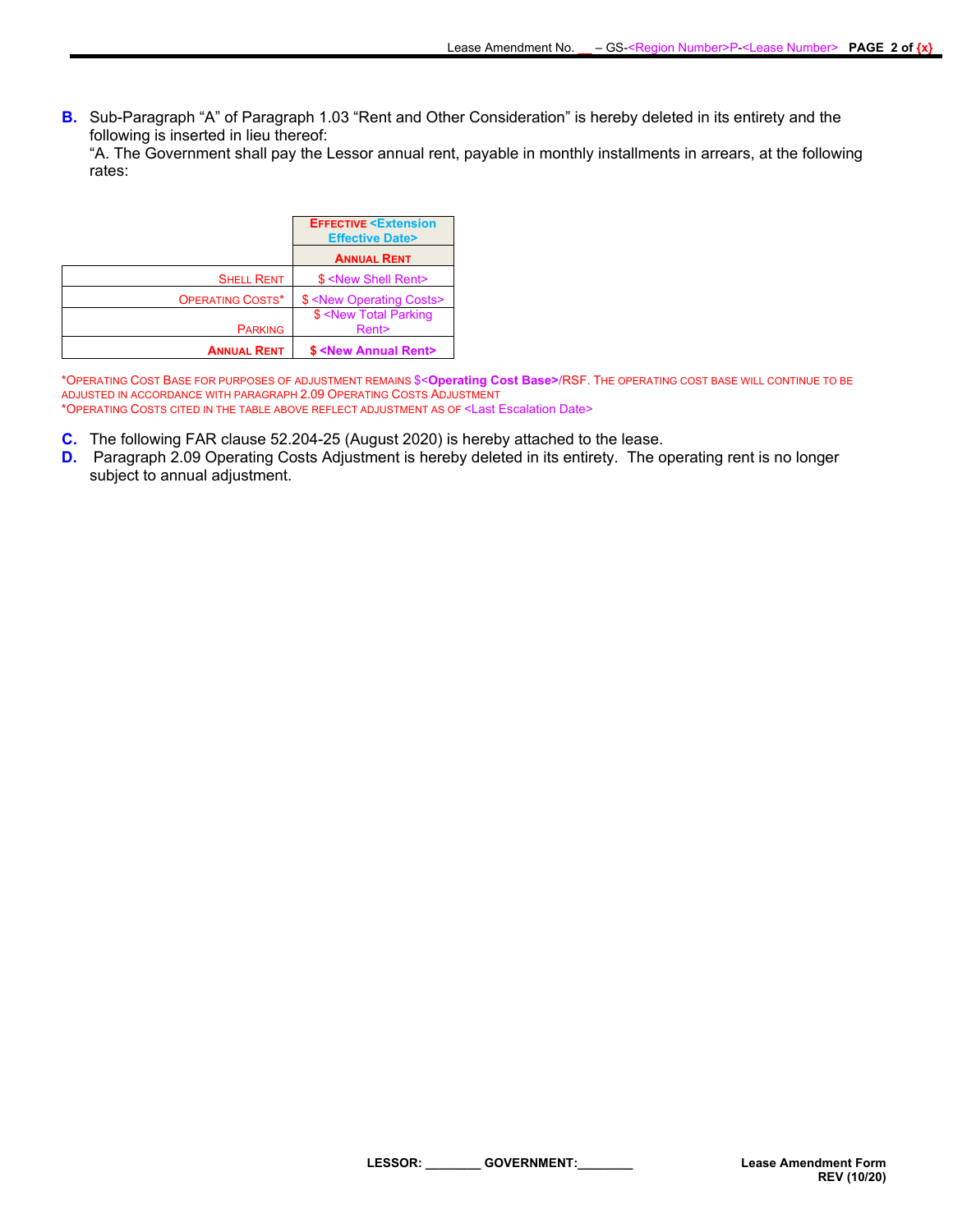**B.** Sub-Paragraph "A" of Paragraph 1.03 "Rent and Other Consideration" is hereby deleted in its entirety and the following is inserted in lieu thereof:
"A. The Government shall pay the Lessor annual rent, payable in monthly installments in arrears, at the following rates:

| | EFFECTIVE <Extension Effective Date> |
|---|---|
| | ANNUAL RENT |
| SHELL RENT | $ <New Shell Rent> |
| OPERATING COSTS* | $ <New Operating Costs> |
| PARKING | $ <New Total Parking Rent> |
| **ANNUAL RENT** | **$ <New Annual Rent>** |

*OPERATING COST BASE FOR PURPOSES OF ADJUSTMENT REMAINS $<**Operating Cost Base**>/RSF. THE OPERATING COST BASE WILL CONTINUE TO BE ADJUSTED IN ACCORDANCE WITH PARAGRAPH 2.09 OPERATING COSTS ADJUSTMENT
*OPERATING COSTS CITED IN THE TABLE ABOVE REFLECT ADJUSTMENT AS OF <Last Escalation Date>

**C.** The following FAR clause 52.204-25 (August 2020) is hereby attached to the lease.

**D.** Paragraph 2.09 Operating Costs Adjustment is hereby deleted in its entirety. The operating rent is no longer subject to annual adjustment.

**LESSOR:** ________ **GOVERNMENT:**________